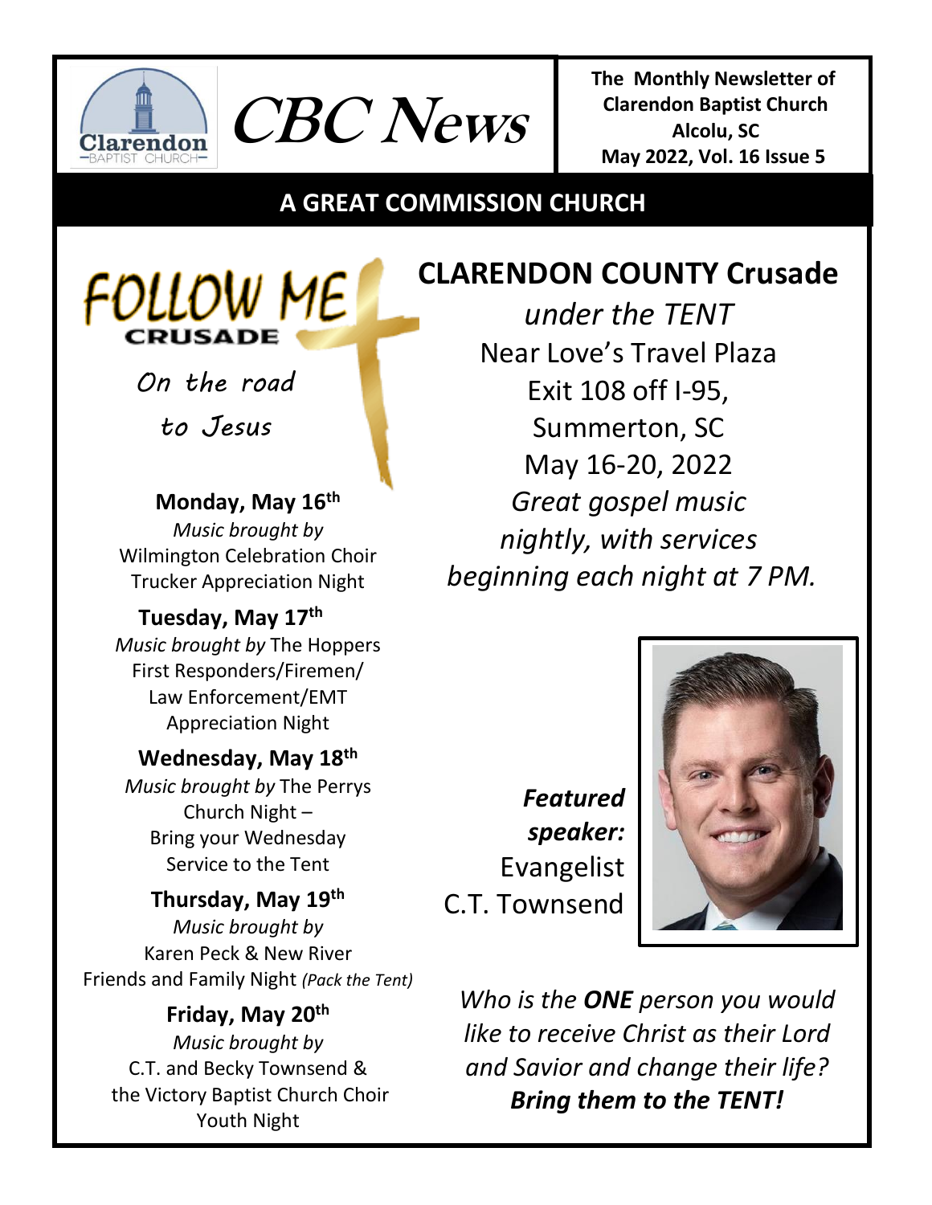# CBC News

**The Monthly Newsletter of Clarendon Baptist Church**
**Alcolu, SC**
**May 2022, Vol. 16 Issue 5**

## A GREAT COMMISSION CHURCH

FOLLOW ME
CRUSADE

*On the road to Jesus*

**Monday, May 16th**
*Music brought by*
Wilmington Celebration Choir
Trucker Appreciation Night

**Tuesday, May 17th**
*Music brought by* The Hoppers
First Responders/Firemen/
Law Enforcement/EMT
Appreciation Night

**Wednesday, May 18th**
*Music brought by* The Perrys
Church Night –
Bring your Wednesday
Service to the Tent

**Thursday, May 19th**
*Music brought by*
Karen Peck & New River
Friends and Family Night *(Pack the Tent)*

**Friday, May 20th**
*Music brought by*
C.T. and Becky Townsend &
the Victory Baptist Church Choir
Youth Night

## CLARENDON COUNTY Crusade

*under the TENT*
Near Love's Travel Plaza
Exit 108 off I-95,
Summerton, SC
May 16-20, 2022
*Great gospel music nightly, with services beginning each night at 7 PM.*

***Featured speaker:***
Evangelist
C.T. Townsend

*Who is the **ONE** person you would like to receive Christ as their Lord and Savior and change their life?*
***Bring them to the TENT!***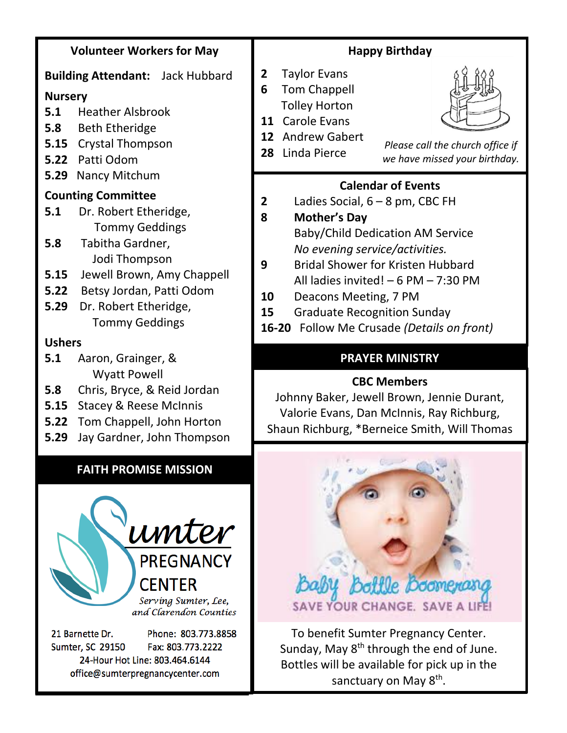## Volunteer Workers for May

**Building Attendant:** Jack Hubbard

**Nursery**

**5.1** Heather Alsbrook
**5.8** Beth Etheridge
**5.15** Crystal Thompson
**5.22** Patti Odom
**5.29** Nancy Mitchum

**Counting Committee**

**5.1** Dr. Robert Etheridge, Tommy Geddings
**5.8** Tabitha Gardner, Jodi Thompson
**5.15** Jewell Brown, Amy Chappell
**5.22** Betsy Jordan, Patti Odom
**5.29** Dr. Robert Etheridge, Tommy Geddings

**Ushers**

**5.1** Aaron, Grainger, & Wyatt Powell
**5.8** Chris, Bryce, & Reid Jordan
**5.15** Stacey & Reese McInnis
**5.22** Tom Chappell, John Horton
**5.29** Jay Gardner, John Thompson

## FAITH PROMISE MISSION

Sumter PREGNANCY CENTER
*Serving Sumter, Lee, and Clarendon Counties*

21 Barnette Dr.
Sumter, SC 29150
Phone: 803.773.8858
Fax: 803.773.2222
24-Hour Hot Line: 803.464.6144
office@sumterpregnancycenter.com

## Happy Birthday

**2** Taylor Evans
**6** Tom Chappell
Tolley Horton
**11** Carole Evans
**12** Andrew Gabert
**28** Linda Pierce

*Please call the church office if we have missed your birthday.*

## Calendar of Events

**2** Ladies Social, 6 – 8 pm, CBC FH
**8** **Mother's Day**
Baby/Child Dedication AM Service
*No evening service/activities.*
**9** Bridal Shower for Kristen Hubbard
All ladies invited! – 6 PM – 7:30 PM
**10** Deacons Meeting, 7 PM
**15** Graduate Recognition Sunday
**16-20** Follow Me Crusade *(Details on front)*

## PRAYER MINISTRY

**CBC Members**

Johnny Baker, Jewell Brown, Jennie Durant, Valorie Evans, Dan McInnis, Ray Richburg, Shaun Richburg, *Berneice Smith, Will Thomas

Baby Bottle Boomerang
SAVE YOUR CHANGE. SAVE A LIFE!

To benefit Sumter Pregnancy Center. Sunday, May 8th through the end of June. Bottles will be available for pick up in the sanctuary on May 8th.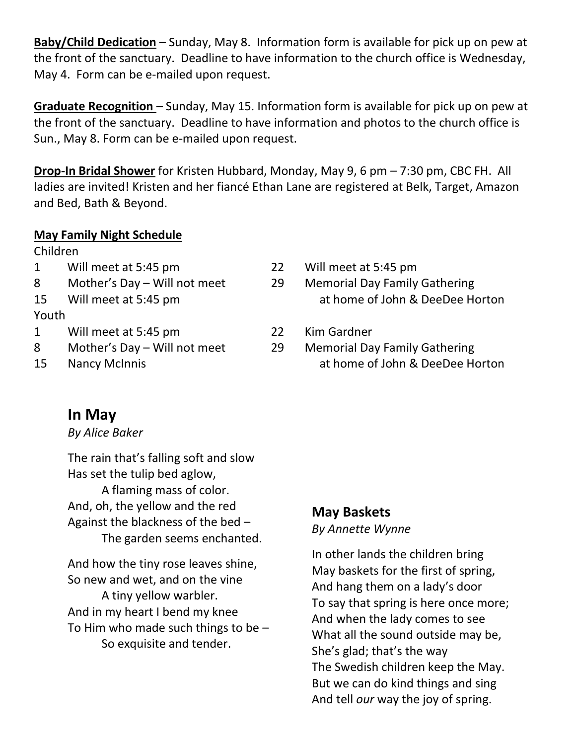**<u>Baby/Child Dedication</u>** – Sunday, May 8. Information form is available for pick up on pew at the front of the sanctuary. Deadline to have information to the church office is Wednesday, May 4. Form can be e-mailed upon request.

**<u>Graduate Recognition</u>** – Sunday, May 15. Information form is available for pick up on pew at the front of the sanctuary. Deadline to have information and photos to the church office is Sun., May 8. Form can be e-mailed upon request.

**<u>Drop-In Bridal Shower</u>** for Kristen Hubbard, Monday, May 9, 6 pm – 7:30 pm, CBC FH. All ladies are invited! Kristen and her fiancé Ethan Lane are registered at Belk, Target, Amazon and Bed, Bath & Beyond.

**<u>May Family Night Schedule</u>**

Children

1 Will meet at 5:45 pm
8 Mother's Day – Will not meet
15 Will meet at 5:45 pm
22 Will meet at 5:45 pm
29 Memorial Day Family Gathering at home of John & DeeDee Horton

Youth

1 Will meet at 5:45 pm
8 Mother's Day – Will not meet
15 Nancy McInnis
22 Kim Gardner
29 Memorial Day Family Gathering at home of John & DeeDee Horton

## In May

*By Alice Baker*

The rain that's falling soft and slow
Has set the tulip bed aglow,
    A flaming mass of color.
And, oh, the yellow and the red
Against the blackness of the bed –
    The garden seems enchanted.

And how the tiny rose leaves shine,
So new and wet, and on the vine
    A tiny yellow warbler.
And in my heart I bend my knee
To Him who made such things to be –
    So exquisite and tender.

## May Baskets

*By Annette Wynne*

In other lands the children bring
May baskets for the first of spring,
And hang them on a lady's door
To say that spring is here once more;
And when the lady comes to see
What all the sound outside may be,
She's glad; that's the way
The Swedish children keep the May.
But we can do kind things and sing
And tell *our* way the joy of spring.